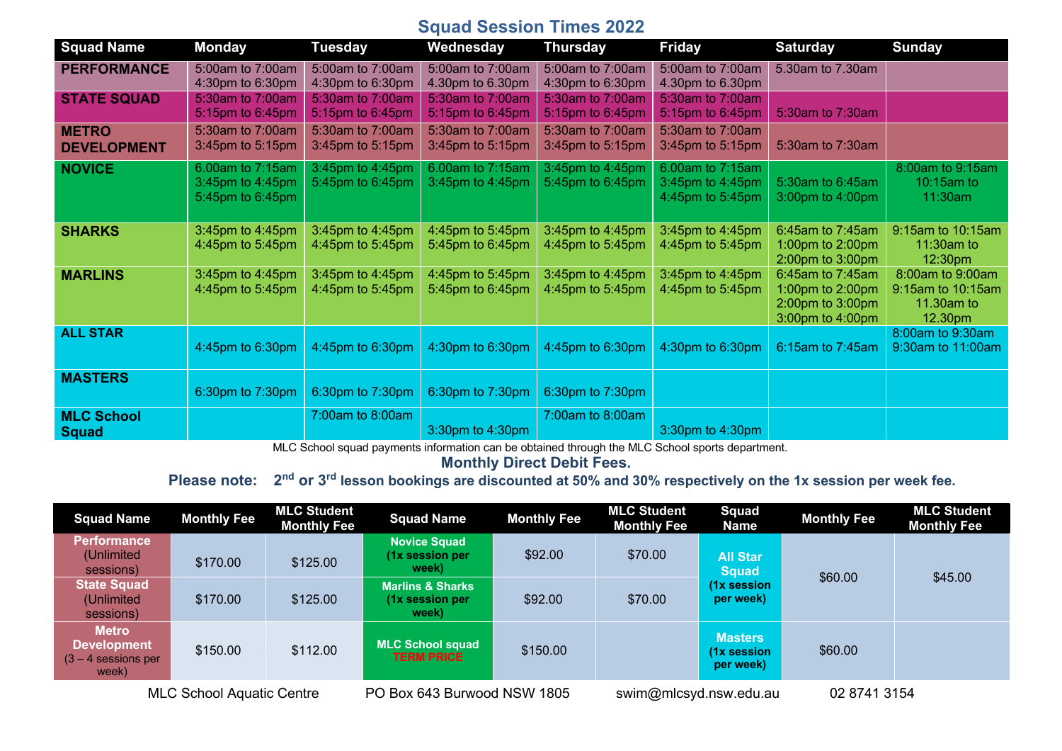# Squad Session Times 2022

| Squad Name | Monday | Tuesday | Wednesday | Thursday | Friday | Saturday | Sunday |
|---|---|---|---|---|---|---|---|
| **PERFORMANCE** | 5:00am to 7:00am<br>4:30pm to 6:30pm | 5:00am to 7:00am<br>4:30pm to 6:30pm | 5:00am to 7:00am<br>4.30pm to 6.30pm | 5:00am to 7:00am<br>4:30pm to 6:30pm | 5:00am to 7:00am<br>4.30pm to 6.30pm | 5.30am to 7.30am | |
| **STATE SQUAD** | 5:30am to 7:00am<br>5:15pm to 6:45pm | 5:30am to 7:00am<br>5:15pm to 6:45pm | 5:30am to 7:00am<br>5:15pm to 6:45pm | 5:30am to 7:00am<br>5:15pm to 6:45pm | 5:30am to 7:00am<br>5:15pm to 6:45pm | 5:30am to 7:30am | |
| **METRO DEVELOPMENT** | 5:30am to 7:00am<br>3:45pm to 5:15pm | 5:30am to 7:00am<br>3:45pm to 5:15pm | 5:30am to 7:00am<br>3:45pm to 5:15pm | 5:30am to 7:00am<br>3:45pm to 5:15pm | 5:30am to 7:00am<br>3:45pm to 5:15pm | 5:30am to 7:30am | |
| **NOVICE** | 6.00am to 7:15am<br>3:45pm to 4:45pm<br>5:45pm to 6:45pm | 3:45pm to 4:45pm<br>5:45pm to 6:45pm | 6.00am to 7:15am<br>3:45pm to 4:45pm | 3:45pm to 4:45pm<br>5:45pm to 6:45pm | 6.00am to 7:15am<br>3:45pm to 4:45pm<br>4:45pm to 5:45pm | 5:30am to 6:45am<br>3:00pm to 4:00pm | 8:00am to 9:15am<br>10:15am to 11:30am |
| **SHARKS** | 3:45pm to 4:45pm<br>4:45pm to 5:45pm | 3:45pm to 4:45pm<br>4:45pm to 5:45pm | 4:45pm to 5:45pm<br>5:45pm to 6:45pm | 3:45pm to 4:45pm<br>4:45pm to 5:45pm | 3:45pm to 4:45pm<br>4:45pm to 5:45pm | 6:45am to 7:45am<br>1:00pm to 2:00pm<br>2:00pm to 3:00pm | 9:15am to 10:15am<br>11:30am to 12:30pm |
| **MARLINS** | 3:45pm to 4:45pm<br>4:45pm to 5:45pm | 3:45pm to 4:45pm<br>4:45pm to 5:45pm | 4:45pm to 5:45pm<br>5:45pm to 6:45pm | 3:45pm to 4:45pm<br>4:45pm to 5:45pm | 3:45pm to 4:45pm<br>4:45pm to 5:45pm | 6:45am to 7:45am<br>1:00pm to 2:00pm<br>2:00pm to 3:00pm<br>3:00pm to 4:00pm | 8:00am to 9:00am<br>9:15am to 10:15am<br>11.30am to 12.30pm |
| **ALL STAR** | 4:45pm to 6:30pm | 4:45pm to 6:30pm | 4:30pm to 6:30pm | 4:45pm to 6:30pm | 4:30pm to 6:30pm | 6:15am to 7:45am | 8:00am to 9:30am<br>9:30am to 11:00am |
| **MASTERS** | 6:30pm to 7:30pm | 6:30pm to 7:30pm | 6:30pm to 7:30pm | 6:30pm to 7:30pm | | | |
| **MLC School Squad** | | 7:00am to 8:00am | 3:30pm to 4:30pm | 7:00am to 8:00am | 3:30pm to 4:30pm | | |

MLC School squad payments information can be obtained through the MLC School sports department.

## Monthly Direct Debit Fees.

**Please note: 2nd or 3rd lesson bookings are discounted at 50% and 30% respectively on the 1x session per week fee.**

| Squad Name | Monthly Fee | MLC Student Monthly Fee | Squad Name | Monthly Fee | MLC Student Monthly Fee | Squad Name | Monthly Fee | MLC Student Monthly Fee |
|---|---|---|---|---|---|---|---|---|
| **Performance** (Unlimited sessions) | $170.00 | $125.00 | **Novice Squad (1x session per week)** | $92.00 | $70.00 | **All Star Squad (1x session per week)** | $60.00 | $45.00 |
| **State Squad** (Unlimited sessions) | $170.00 | $125.00 | **Marlins & Sharks (1x session per week)** | $92.00 | $70.00 | | | |
| **Metro Development** (3 – 4 sessions per week) | $150.00 | $112.00 | **MLC School squad TERM PRICE** | $150.00 | | **Masters (1x session per week)** | $60.00 | |

MLC School Aquatic Centre | PO Box 643 Burwood NSW 1805 | swim@mlcsyd.nsw.edu.au | 02 8741 3154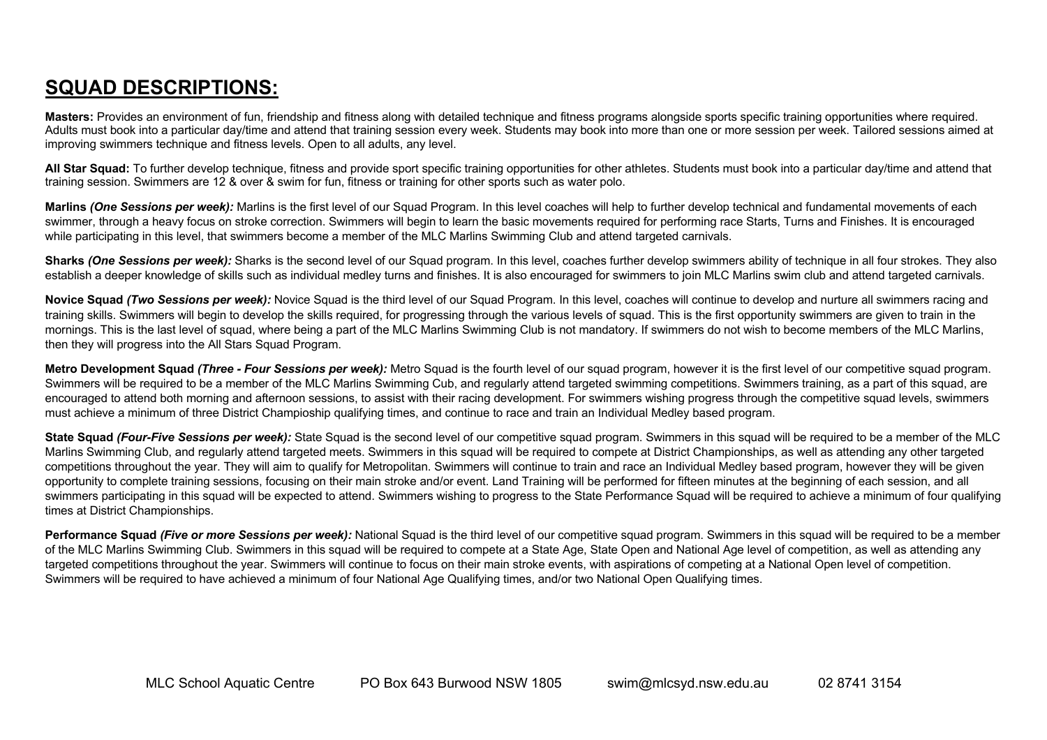## SQUAD DESCRIPTIONS:

**Masters:** Provides an environment of fun, friendship and fitness along with detailed technique and fitness programs alongside sports specific training opportunities where required. Adults must book into a particular day/time and attend that training session every week. Students may book into more than one or more session per week. Tailored sessions aimed at improving swimmers technique and fitness levels. Open to all adults, any level.

**All Star Squad:** To further develop technique, fitness and provide sport specific training opportunities for other athletes. Students must book into a particular day/time and attend that training session. Swimmers are 12 & over & swim for fun, fitness or training for other sports such as water polo.

**Marlins** ***(One Sessions per week):*** Marlins is the first level of our Squad Program. In this level coaches will help to further develop technical and fundamental movements of each swimmer, through a heavy focus on stroke correction. Swimmers will begin to learn the basic movements required for performing race Starts, Turns and Finishes. It is encouraged while participating in this level, that swimmers become a member of the MLC Marlins Swimming Club and attend targeted carnivals.

**Sharks** ***(One Sessions per week):*** Sharks is the second level of our Squad program. In this level, coaches further develop swimmers ability of technique in all four strokes. They also establish a deeper knowledge of skills such as individual medley turns and finishes. It is also encouraged for swimmers to join MLC Marlins swim club and attend targeted carnivals.

**Novice Squad** ***(Two Sessions per week):*** Novice Squad is the third level of our Squad Program. In this level, coaches will continue to develop and nurture all swimmers racing and training skills. Swimmers will begin to develop the skills required, for progressing through the various levels of squad. This is the first opportunity swimmers are given to train in the mornings. This is the last level of squad, where being a part of the MLC Marlins Swimming Club is not mandatory. If swimmers do not wish to become members of the MLC Marlins, then they will progress into the All Stars Squad Program.

**Metro Development Squad** ***(Three - Four Sessions per week):*** Metro Squad is the fourth level of our squad program, however it is the first level of our competitive squad program. Swimmers will be required to be a member of the MLC Marlins Swimming Cub, and regularly attend targeted swimming competitions. Swimmers training, as a part of this squad, are encouraged to attend both morning and afternoon sessions, to assist with their racing development. For swimmers wishing progress through the competitive squad levels, swimmers must achieve a minimum of three District Champioship qualifying times, and continue to race and train an Individual Medley based program.

**State Squad** ***(Four-Five Sessions per week):*** State Squad is the second level of our competitive squad program. Swimmers in this squad will be required to be a member of the MLC Marlins Swimming Club, and regularly attend targeted meets. Swimmers in this squad will be required to compete at District Championships, as well as attending any other targeted competitions throughout the year. They will aim to qualify for Metropolitan. Swimmers will continue to train and race an Individual Medley based program, however they will be given opportunity to complete training sessions, focusing on their main stroke and/or event. Land Training will be performed for fifteen minutes at the beginning of each session, and all swimmers participating in this squad will be expected to attend. Swimmers wishing to progress to the State Performance Squad will be required to achieve a minimum of four qualifying times at District Championships.

**Performance Squad** ***(Five or more Sessions per week):*** National Squad is the third level of our competitive squad program. Swimmers in this squad will be required to be a member of the MLC Marlins Swimming Club. Swimmers in this squad will be required to compete at a State Age, State Open and National Age level of competition, as well as attending any targeted competitions throughout the year. Swimmers will continue to focus on their main stroke events, with aspirations of competing at a National Open level of competition. Swimmers will be required to have achieved a minimum of four National Age Qualifying times, and/or two National Open Qualifying times.

MLC School Aquatic Centre PO Box 643 Burwood NSW 1805 swim@mlcsyd.nsw.edu.au 02 8741 3154